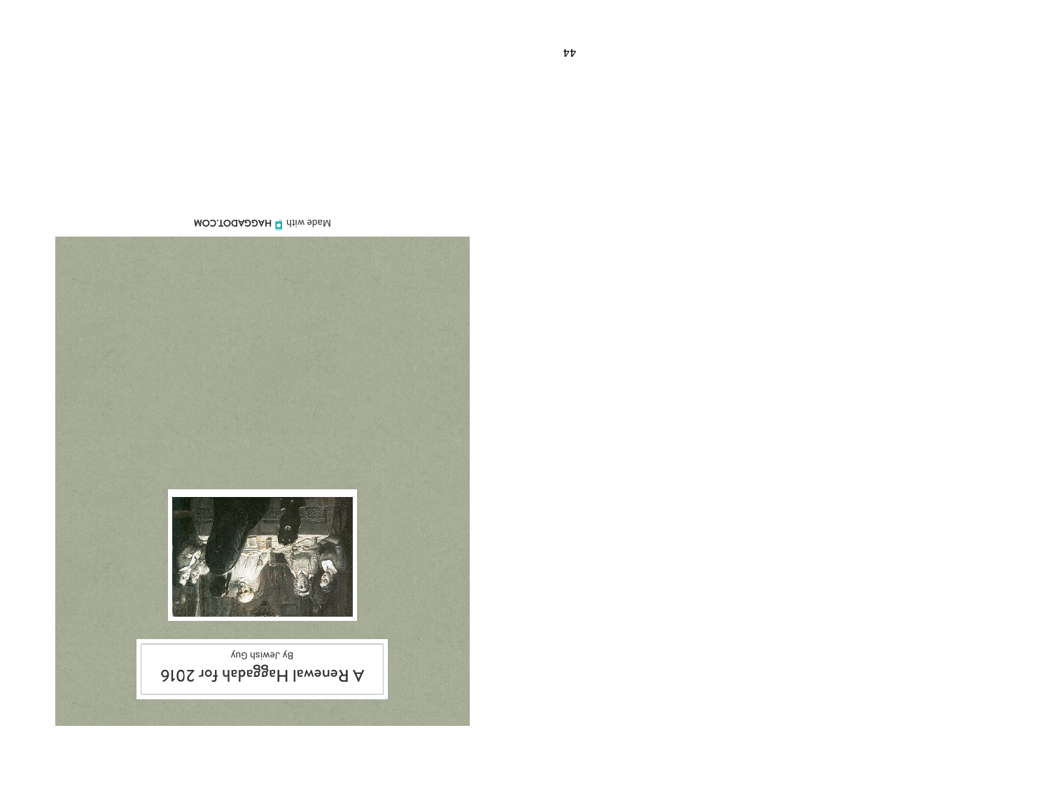# A Renewal Haggadah for 2016

By Jewish Guy

Made with HAGGADOT.COM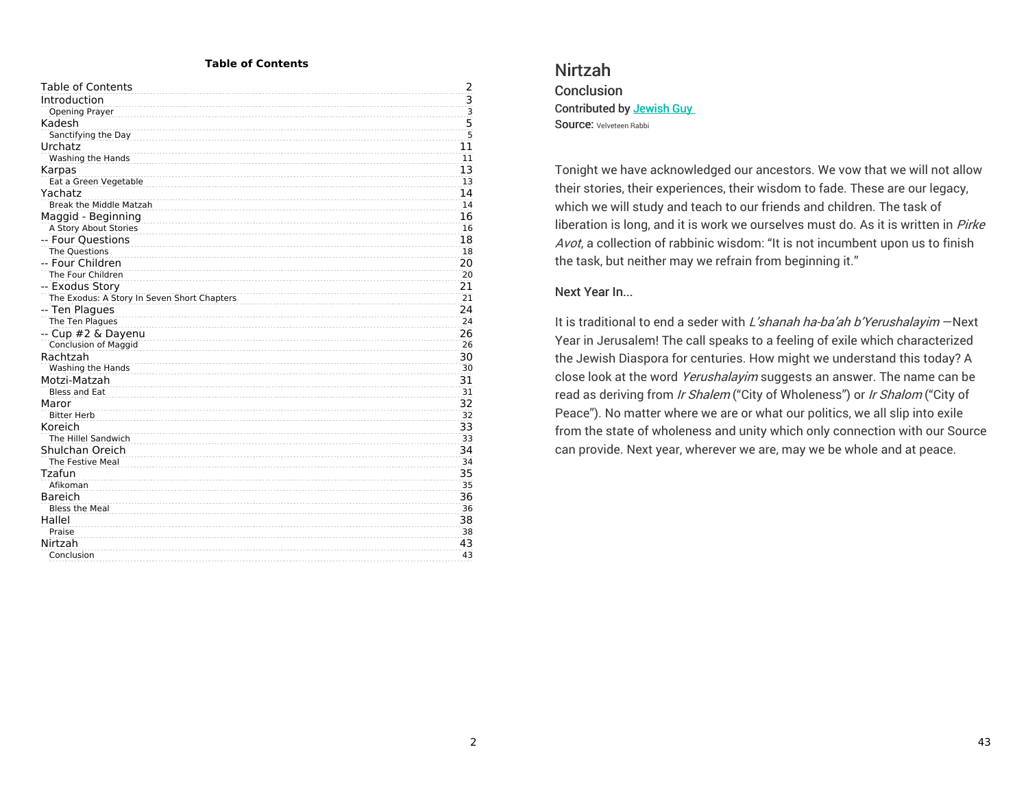**Table of Contents**

| | |
|---|---|
| Table of Contents | 2 |
| Introduction | 3 |
| Opening Prayer | 3 |
| Kadesh | 5 |
| Sanctifying the Day | 5 |
| Urchatz | 11 |
| Washing the Hands | 11 |
| Karpas | 13 |
| Eat a Green Vegetable | 13 |
| Yachatz | 14 |
| Break the Middle Matzah | 14 |
| Maggid - Beginning | 16 |
| A Story About Stories | 16 |
| -- Four Questions | 18 |
| The Questions | 18 |
| -- Four Children | 20 |
| The Four Children | 20 |
| -- Exodus Story | 21 |
| The Exodus: A Story In Seven Short Chapters | 21 |
| -- Ten Plagues | 24 |
| The Ten Plagues | 24 |
| -- Cup #2 & Dayenu | 26 |
| Conclusion of Maggid | 26 |
| Rachtzah | 30 |
| Washing the Hands | 30 |
| Motzi-Matzah | 31 |
| Bless and Eat | 31 |
| Maror | 32 |
| Bitter Herb | 32 |
| Koreich | 33 |
| The Hillel Sandwich | 33 |
| Shulchan Oreich | 34 |
| The Festive Meal | 34 |
| Tzafun | 35 |
| Afikoman | 35 |
| Bareich | 36 |
| Bless the Meal | 36 |
| Hallel | 38 |
| Praise | 38 |
| Nirtzah | 43 |
| Conclusion | 43 |

# Nirtzah

## Conclusion

Contributed by Jewish Guy
Source: Velveteen Rabbi

Tonight we have acknowledged our ancestors. We vow that we will not allow their stories, their experiences, their wisdom to fade. These are our legacy, which we will study and teach to our friends and children. The task of liberation is long, and it is work we ourselves must do. As it is written in *Pirke Avot*, a collection of rabbinic wisdom: "It is not incumbent upon us to finish the task, but neither may we refrain from beginning it."

### Next Year In...

It is traditional to end a seder with *L'shanah ha-ba'ah b'Yerushalayim* —Next Year in Jerusalem! The call speaks to a feeling of exile which characterized the Jewish Diaspora for centuries. How might we understand this today? A close look at the word *Yerushalayim* suggests an answer. The name can be read as deriving from *Ir Shalem* ("City of Wholeness") or *Ir Shalom* ("City of Peace"). No matter where we are or what our politics, we all slip into exile from the state of wholeness and unity which only connection with our Source can provide. Next year, wherever we are, may we be whole and at peace.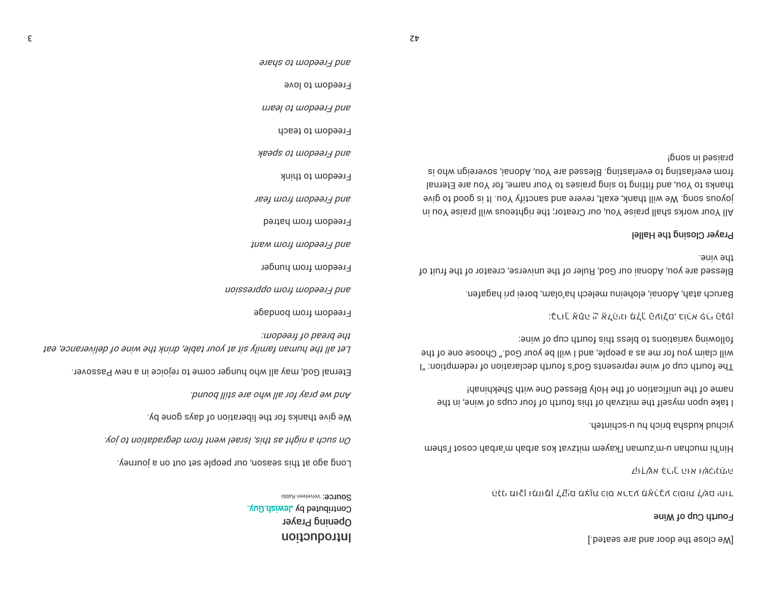[We close the door and are seated.]

**Fourth Cup of Wine**

הִנְנִי מוּכָן וּמְזֻמָּן לְקַיֵּם מִצְוַת כּוֹס אַרְבַּע מֵאַרְבַּע כּוֹסוֹת לְשֵׁם

יִחוּד קֻדְשָׁא בְּרִיךְ הוּא וּשְׁכִינְתֵּהּ

Hin'hi muchan u-m'zuman l'kayem mitzvat kos arbah m'arbah cosot l'shem

yichud kudsha brich hu u-schinteh.

I take upon myself the mitzvah of this fourth of four cups of wine, in the name of the unification of the Holy Blessed One with Shekhinah!

The fourth cup of wine represents God's fourth declaration of redemption: "I will claim you for me as a people, and I will be your God." Choose one of the following variations to bless this fourth cup of wine:

בָּרוּךְ אַתָּה ה׳ אֱלֹהֵינוּ מֶלֶךְ הָעוֹלָם, בּוֹרֵא פְּרִי הַגָּפֶן:

Baruch atah, Adonai, eloheinu melech ha'olam, borei pri hagafen.

Blessed are you, Adonai our God, Ruler of the universe, creator of the fruit of the vine.

**Prayer Closing the Hallel**

All Your works shall praise You, our Creator; the righteous will praise You in joyous song. We will thank, exalt, revere and sanctify You. It is good to give thanks to You, and fitting to sing praises to Your name, for You are Eternal from everlasting to everlasting. Blessed are You, Adonai, sovereign who is praised in song!

# Introduction

## Opening Prayer

Contributed by Jewish Guy

Source: Velveteen Rabbi

Long ago at this season, our people set out on a journey.

*On such a night as this, Israel went from degradation to joy.*

We give thanks for the liberation of days gone by.

*And we pray for all who are still bound.*

Eternal God, may all who hunger come to rejoice in a new Passover.

*Let all the human family sit at your table, drink the wine of deliverance, eat the bread of freedom:*

Freedom from bondage

*and Freedom from oppression*

Freedom from hunger

*and Freedom from want*

Freedom from hatred

*and Freedom from fear*

Freedom to think

*and Freedom to speak*

Freedom to teach

*and Freedom to learn*

Freedom to love

*and Freedom to share*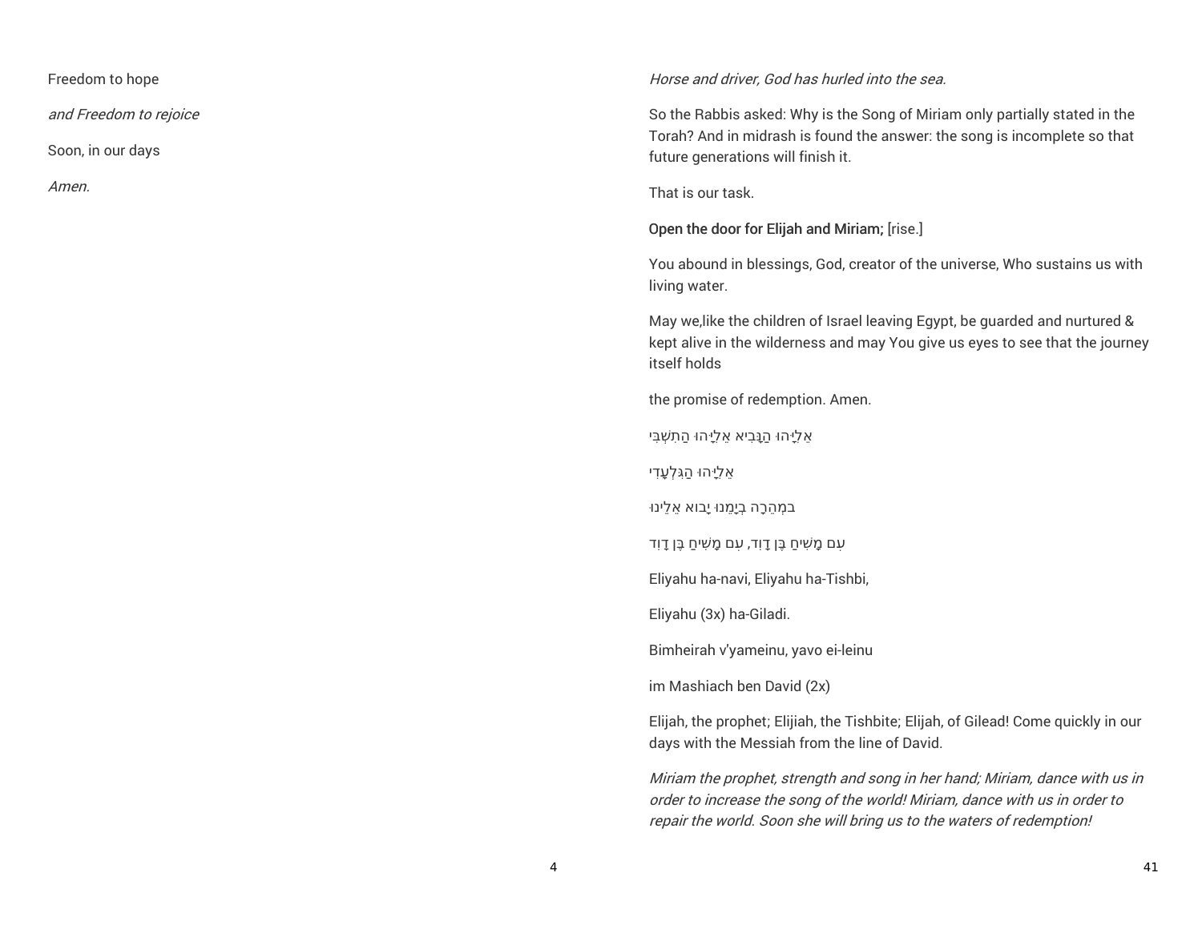Freedom to hope

*and Freedom to rejoice*

Soon, in our days

*Amen.*

*Horse and driver, God has hurled into the sea.*

So the Rabbis asked: Why is the Song of Miriam only partially stated in the Torah? And in midrash is found the answer: the song is incomplete so that future generations will finish it.

That is our task.

**Open the door for Elijah and Miriam;** [rise.]

You abound in blessings, God, creator of the universe, Who sustains us with living water.

May we,like the children of Israel leaving Egypt, be guarded and nurtured & kept alive in the wilderness and may You give us eyes to see that the journey itself holds

the promise of redemption. Amen.

אֵלִיָּהוּ הַנָּבִיא אֵלִיָּהוּ הַתִּשְׁבִּי

אֵלִיָּהוּ הַגִּלְעָדִי

במְהֵרָה בְיָמֵנוּ יָבוֹא אֵלֵינוּ

עִם מָשִׁיחַ בֶּן דָּוִד, עִם מָשִׁיחַ בֶּן דָּוִד

Eliyahu ha-navi, Eliyahu ha-Tishbi,

Eliyahu (3x) ha-Giladi.

Bimheirah v'yameinu, yavo ei-leinu

im Mashiach ben David (2x)

Elijah, the prophet; Elijiah, the Tishbite; Elijah, of Gilead! Come quickly in our days with the Messiah from the line of David.

*Miriam the prophet, strength and song in her hand; Miriam, dance with us in order to increase the song of the world! Miriam, dance with us in order to repair the world. Soon she will bring us to the waters of redemption!*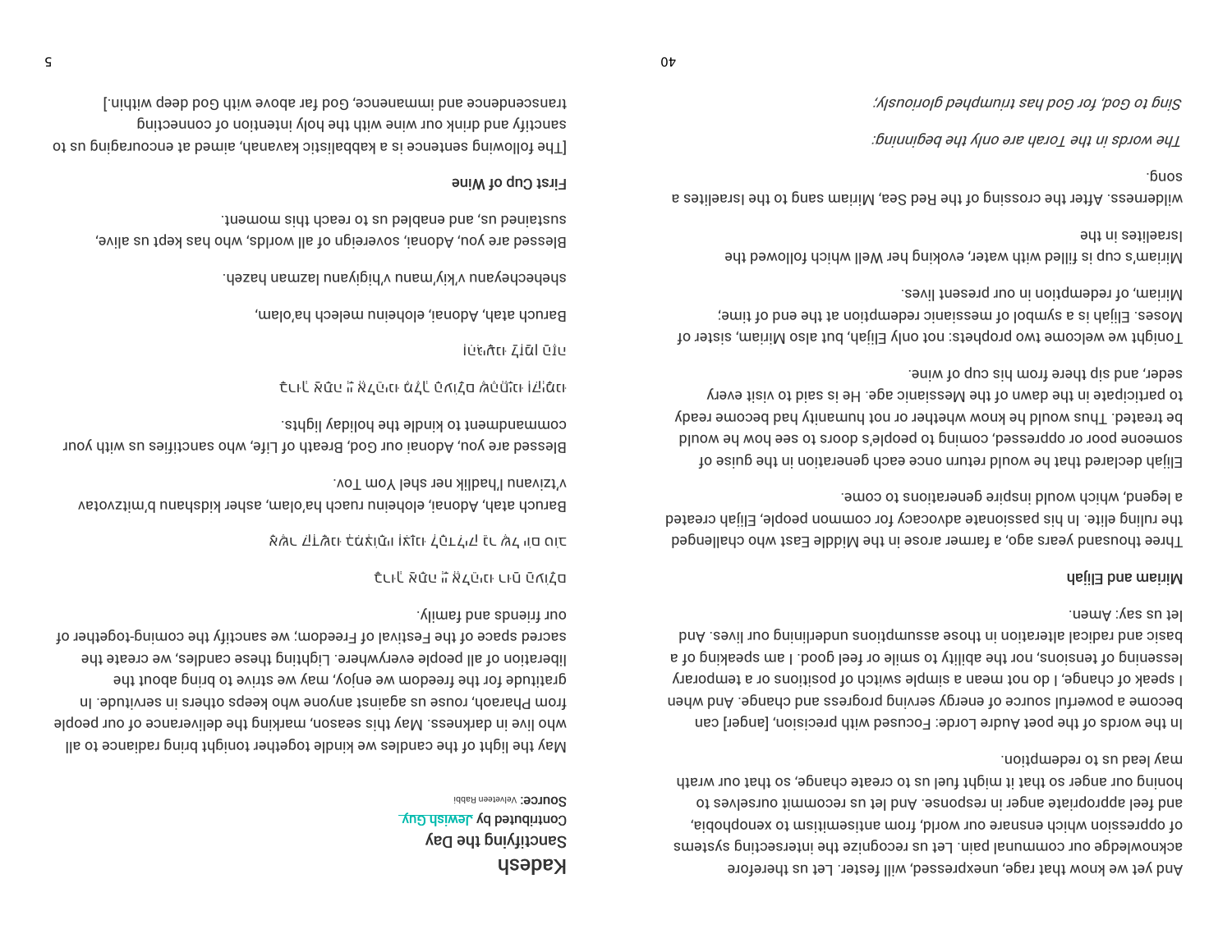# Kadesh

## Sanctifying the Day

Contributed by Jewish Guy

**Source:** Velveteen Rabbi

May the light of the candles we kindle together tonight bring radiance to all who live in darkness. May this season, marking the deliverance of our people from Pharaoh, rouse us against anyone who keeps others in servitude. In gratitude for the freedom we enjoy, may we strive to bring about the liberation of all people everywhere. Lighting these candles, we create the sacred space of the Festival of Freedom; we sanctify the coming-together of our friends and family.

בָּרוּךְ אַתָּה יְיָ אֱלֹהֵינוּ רוּחַ הָעוֹלָם

אֲשֶׁר קִדְּשָׁנוּ בְּמִצְוֹתָיו וְצִוָּנוּ לְהַדְלִיק נֵר שֶׁל יוֹם טוֹב

Baruch atah, Adonai, eloheinu ruach ha'olam, asher kidshanu b'mitzvotav v'tzivanu l'hadlik ner shel Yom Tov.

Blessed are you, Adonai our God, Breath of Life, who sanctifies us with your commandment to kindle the holiday lights.

בָּרוּךְ אַתָּה יְיָ אֱלֹהֵינוּ מֶלֶךְ הָעוֹלָם שֶׁהֶחֱיָנוּ וְקִיְּמָנוּ

וְהִגִּיעָנוּ לַזְּמַן הַזֶּה

Baruch atah, Adonai, eloheinu melech ha'olam,

shehecheyanu v'kiy'manu v'higiyanu lazman hazeh.

Blessed are you, Adonai, sovereign of all worlds, who has kept us alive, sustained us, and enabled us to reach this moment.

**First Cup of Wine**

[The following sentence is a kabbalistic kavanah, aimed at encouraging us to sanctify and drink our wine with the holy intention of connecting transcendence and immanence, God far above with God deep within.]

And yet we know that rage, unexpressed, will fester. Let us therefore acknowledge our communal pain. Let us recognize the intersecting systems of oppression which ensnare our world, from antisemitism to xenophobia, and feel appropriate anger in response. And let us recommit ourselves to honing our anger so that it might fuel us to create change, so that our wrath may lead us to redemption.

In the words of the poet Audre Lorde: Focused with precision, [anger] can become a powerful source of energy serving progress and change. And when I speak of change, I do not mean a simple switch of positions or a temporary lessening of tensions, nor the ability to smile or feel good. I am speaking of a basic and radical alteration in those assumptions underlining our lives. And let us say: Amen.

**Miriam and Elijah**

Three thousand years ago, a farmer arose in the Middle East who challenged the ruling elite. In his passionate advocacy for common people, Elijah created a legend, which would inspire generations to come.

Elijah declared that he would return once each generation in the guise of someone poor or oppressed, coming to people's doors to see how he would be treated. Thus would he know whether or not humanity had become ready to participate in the dawn of the Messianic age. He is said to visit every seder, and sip there from his cup of wine.

Tonight we welcome two prophets: not only Elijah, but also Miriam, sister of Moses. Elijah is a symbol of messianic redemption at the end of time; Miriam, of redemption in our present lives.

Miriam's cup is filled with water, evoking her Well which followed the Israelites in the wilderness. After the crossing of the Red Sea, Miriam sang to the Israelites a song.

*The words in the Torah are only the beginning:*

*Sing to God, for God has triumphed gloriously;*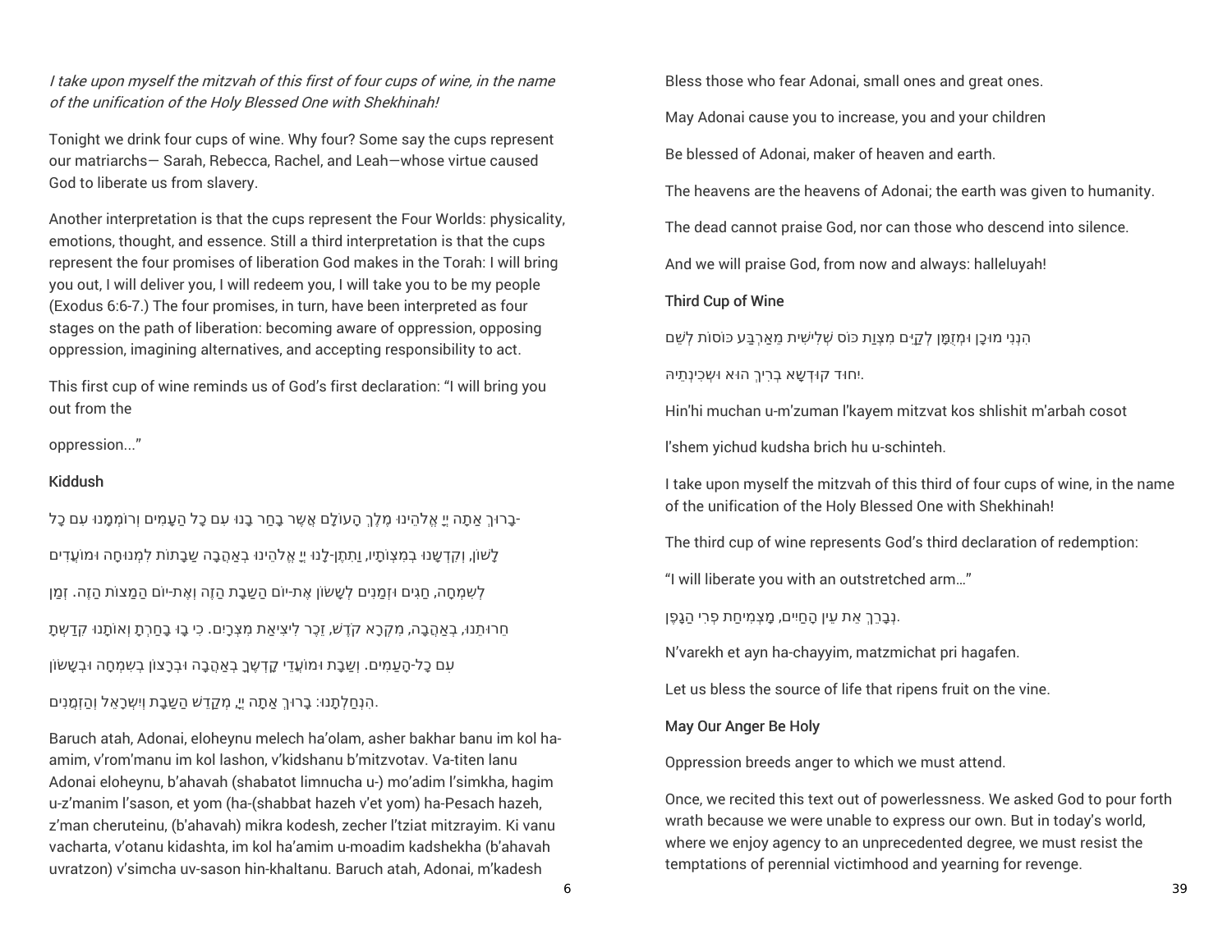*I take upon myself the mitzvah of this first of four cups of wine, in the name of the unification of the Holy Blessed One with Shekhinah!*

Tonight we drink four cups of wine. Why four? Some say the cups represent our matriarchs— Sarah, Rebecca, Rachel, and Leah—whose virtue caused God to liberate us from slavery.

Another interpretation is that the cups represent the Four Worlds: physicality, emotions, thought, and essence. Still a third interpretation is that the cups represent the four promises of liberation God makes in the Torah: I will bring you out, I will deliver you, I will redeem you, I will take you to be my people (Exodus 6:6-7.) The four promises, in turn, have been interpreted as four stages on the path of liberation: becoming aware of oppression, opposing oppression, imagining alternatives, and accepting responsibility to act.

This first cup of wine reminds us of God's first declaration: "I will bring you out from the

oppression..."

### Kiddush

בָּרוּךְ אַתָּה יְיָ אֱלֹהֵינוּ מֶלֶךְ הָעוֹלָם אֲשֶׁר בָּחַר בָּנוּ עִם כָּל הָעָמִים וְרוֹמְמָנוּ עִם כָּל-

לָשׁוֹן, וְקִדְּשָׁנוּ בְּמִצְוֹתָיו, וַתִּתֶּן-לָנוּ יְיָ אֱלֹהֵינוּ בְּאַהֲבָה שַׁבָּתוֹת לִמְנוּחָה וּמוֹעֲדִים

לְשִׂמְחָה, חַגִּים וּזְמַנִּים לְשָׂשׂוֹן אֶת-יוֹם הַשַּׁבָּת הַזֶּה וְאֶת-יוֹם הַמַּצּוֹת הַזֶּה. זְמַן

חֵרוּתֵנוּ, בְּאַהֲבָה, מִקְרָא קֹדֶשׁ, זֵכֶר לִיצִיאַת מִצְרָיִם. כִּי בָנוּ בָחַרְתָּ וְאוֹתָנוּ קִדַּשְׁתָּ

עִם כָּל-הָעַמִּים. וְשַׁבָּת וּמוֹעֲדֵי קָדְשֶׁךָ בְּאַהֲבָה וּבְרָצוֹן בְּשִׂמְחָה וּבְשָׂשׂוֹן

הִנְחַלְתָּנוּ: בָּרוּךְ אַתָּה יְיָ, מְקַדֵּשׁ הַשַּׁבָּת וְיִשְׂרָאֵל וְהַזְּמַנִּים.

Baruch atah, Adonai, eloheynu melech ha'olam, asher bakhar banu im kol ha-amim, v'rom'manu im kol lashon, v'kidshanu b'mitzvotav. Va-titen lanu Adonai eloheynu, b'ahavah (shabatot limnucha u-) mo'adim l'simkha, hagim u-z'manim l'sason, et yom (ha-(shabbat hazeh v'et yom) ha-Pesach hazeh, z'man cheruteinu, (b'ahavah) mikra kodesh, zecher l'tziat mitzrayim. Ki vanu vacharta, v'otanu kidashta, im kol ha'amim u-moadim kadshekha (b'ahavah uvratzon) v'simcha uv-sason hin-khaltanu. Baruch atah, Adonai, m'kadesh

Bless those who fear Adonai, small ones and great ones.

May Adonai cause you to increase, you and your children

Be blessed of Adonai, maker of heaven and earth.

The heavens are the heavens of Adonai; the earth was given to humanity.

The dead cannot praise God, nor can those who descend into silence.

And we will praise God, from now and always: halleluyah!

### Third Cup of Wine

הִנְנִי מוּכָן וּמְזֻמָּן לְקַיֵּם מִצְוַת כּוֹס שְׁלִישִׁית מֵאַרְבַּע כּוֹסוֹת לְשֵׁם

יִחוּד קוּדְשָׁא בְּרִיךְ הוּא וּשְׁכִינְתֵּיהּ.

Hin'hi muchan u-m'zuman l'kayem mitzvat kos shlishit m'arbah cosot

l'shem yichud kudsha brich hu u-schinteh.

I take upon myself the mitzvah of this third of four cups of wine, in the name of the unification of the Holy Blessed One with Shekhinah!

The third cup of wine represents God's third declaration of redemption:

"I will liberate you with an outstretched arm..."

נְבָרֵךְ אֶת עֵין הַחַיִּים, מַצְמִיחַת פְּרִי הַגֶּפֶן.

N'varekh et ayn ha-chayyim, matzmichat pri hagafen.

Let us bless the source of life that ripens fruit on the vine.

### May Our Anger Be Holy

Oppression breeds anger to which we must attend.

Once, we recited this text out of powerlessness. We asked God to pour forth wrath because we were unable to express our own. But in today's world, where we enjoy agency to an unprecedented degree, we must resist the temptations of perennial victimhood and yearning for revenge.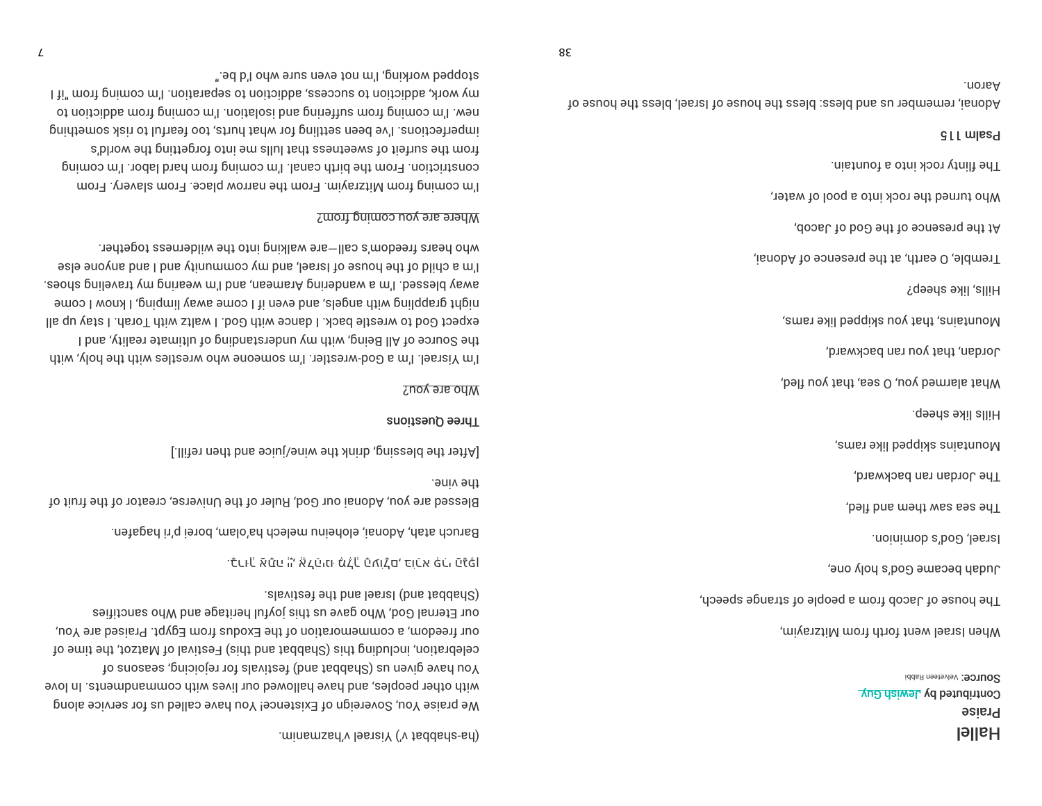# Hallel

**Praise**

**Contributed by** Jewish Guy

**Source:** Velveteen Rabbi

When Israel went forth from Mitzrayim,

The house of Jacob from a people of strange speech,

Judah became God's holy one,

Israel, God's dominion.

The sea saw them and fled,

The Jordan ran backward,

Mountains skipped like rams,

Hills like sheep.

What alarmed you, O sea, that you fled,

Jordan, that you ran backward,

Mountains, that you skipped like rams,

Hills, like sheep?

Tremble, O earth, at the presence of Adonai,

At the presence of the God of Jacob,

Who turned the rock into a pool of water,

The flinty rock into a fountain.

**Psalm 115**

Adonai, remember us and bless: bless the house of Israel, bless the house of Aaron.

(ha-shabbat v') Yisrael v'hazmanim.

We praise You, Sovereign of Existence! You have called us for service along with other peoples, and have hallowed our lives with commandments. In love You have given us (Shabbat and) festivals for rejoicing, seasons of celebration, including this (Shabbat and this) Festival of Matzot, the time of our freedom, a commemoration of the Exodus from Egypt. Praised are You, our Eternal God, Who gave us this joyful heritage and Who sanctifies (Shabbat and) Israel and the festivals.

בָּרוּךְ אַתָּה יְיָ אֱלֹהֵינוּ מֶלֶךְ הָעוֹלָם, בּוֹרֵא פְּרִי הַגָּפֶן.

Baruch atah, Adonai, eloheinu melech ha'olam, borei p'ri hagafen.

Blessed are you, Adonai our God, Ruler of the Universe, creator of the fruit of the vine.

[After the blessing, drink the wine/juice and then refill.]

**Three Questions**

Who are you?

I'm Yisrael. I'm a God-wrestler. I'm someone who wrestles with the holy, with the Source of All Being, with my understanding of ultimate reality, and I expect God to wrestle back. I dance with God. I waltz with Torah. I stay up all night grappling with angels, and even if I come away limping, I know I come away blessed. I'm a wandering Aramean, and I'm wearing my traveling shoes. I'm a child of the house of Israel, and my community and I and anyone else who hears freedom's call—are walking into the wilderness together.

Where are you coming from?

I'm coming from Mitzrayim. From the narrow place. From slavery. From constriction. From the birth canal. I'm coming from hard labor. I'm coming from the surfeit of sweetness that lulls me into forgetting the world's imperfections. I've been settling for what hurts, too fearful to risk something new. I'm coming from suffering and isolation. I'm coming from addiction to my work, addiction to success, addiction to separation. I'm coming from "if I stopped working, I'm not even sure who I'd be."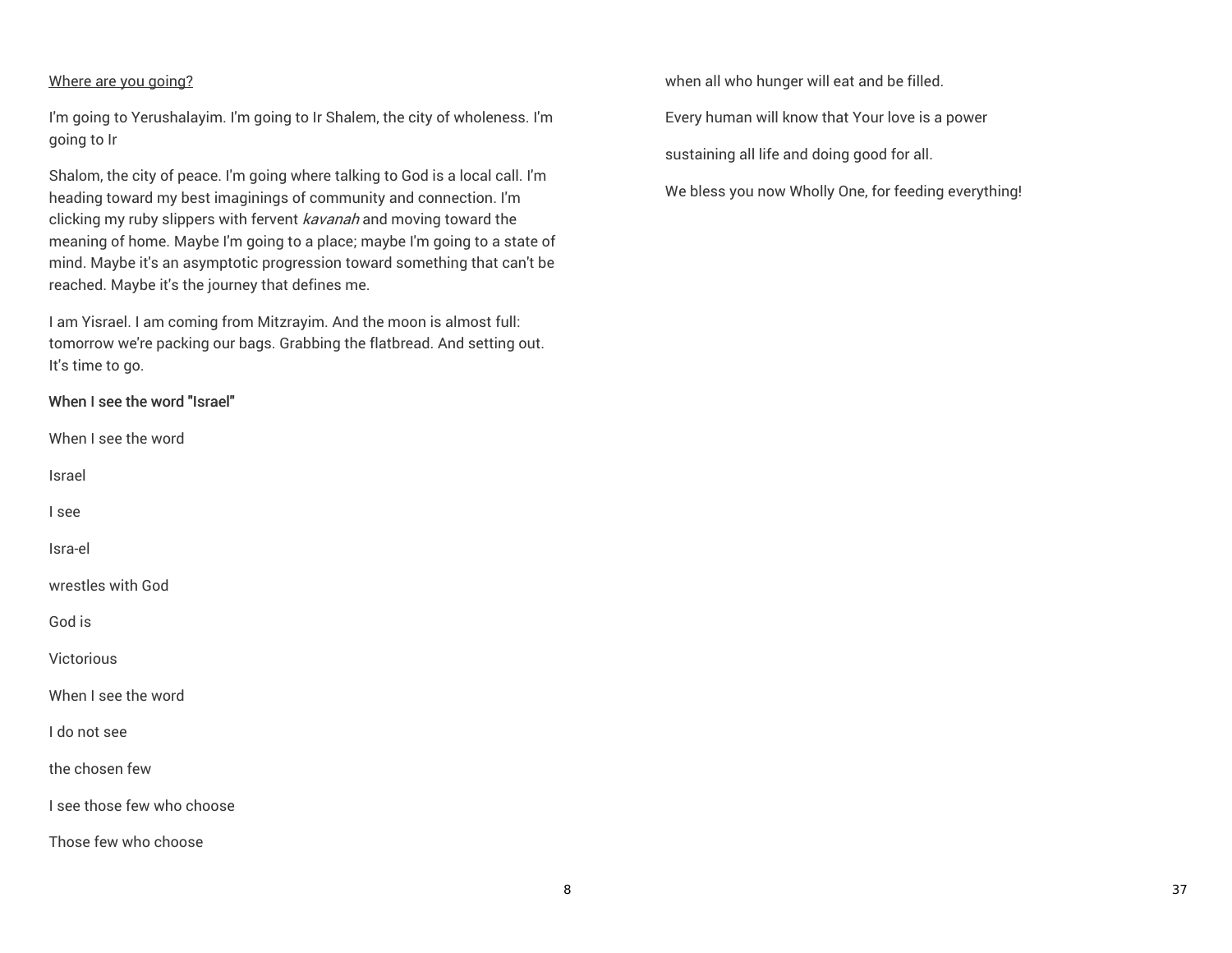Where are you going?

I'm going to Yerushalayim. I'm going to Ir Shalem, the city of wholeness. I'm going to Ir

Shalom, the city of peace. I'm going where talking to God is a local call. I'm heading toward my best imaginings of community and connection. I'm clicking my ruby slippers with fervent *kavanah* and moving toward the meaning of home. Maybe I'm going to a place; maybe I'm going to a state of mind. Maybe it's an asymptotic progression toward something that can't be reached. Maybe it's the journey that defines me.

I am Yisrael. I am coming from Mitzrayim. And the moon is almost full: tomorrow we're packing our bags. Grabbing the flatbread. And setting out. It's time to go.

**When I see the word "Israel"**

When I see the word

Israel

I see

Isra-el

wrestles with God

God is

Victorious

When I see the word

I do not see

the chosen few

I see those few who choose

Those few who choose

when all who hunger will eat and be filled.

Every human will know that Your love is a power

sustaining all life and doing good for all.

We bless you now Wholly One, for feeding everything!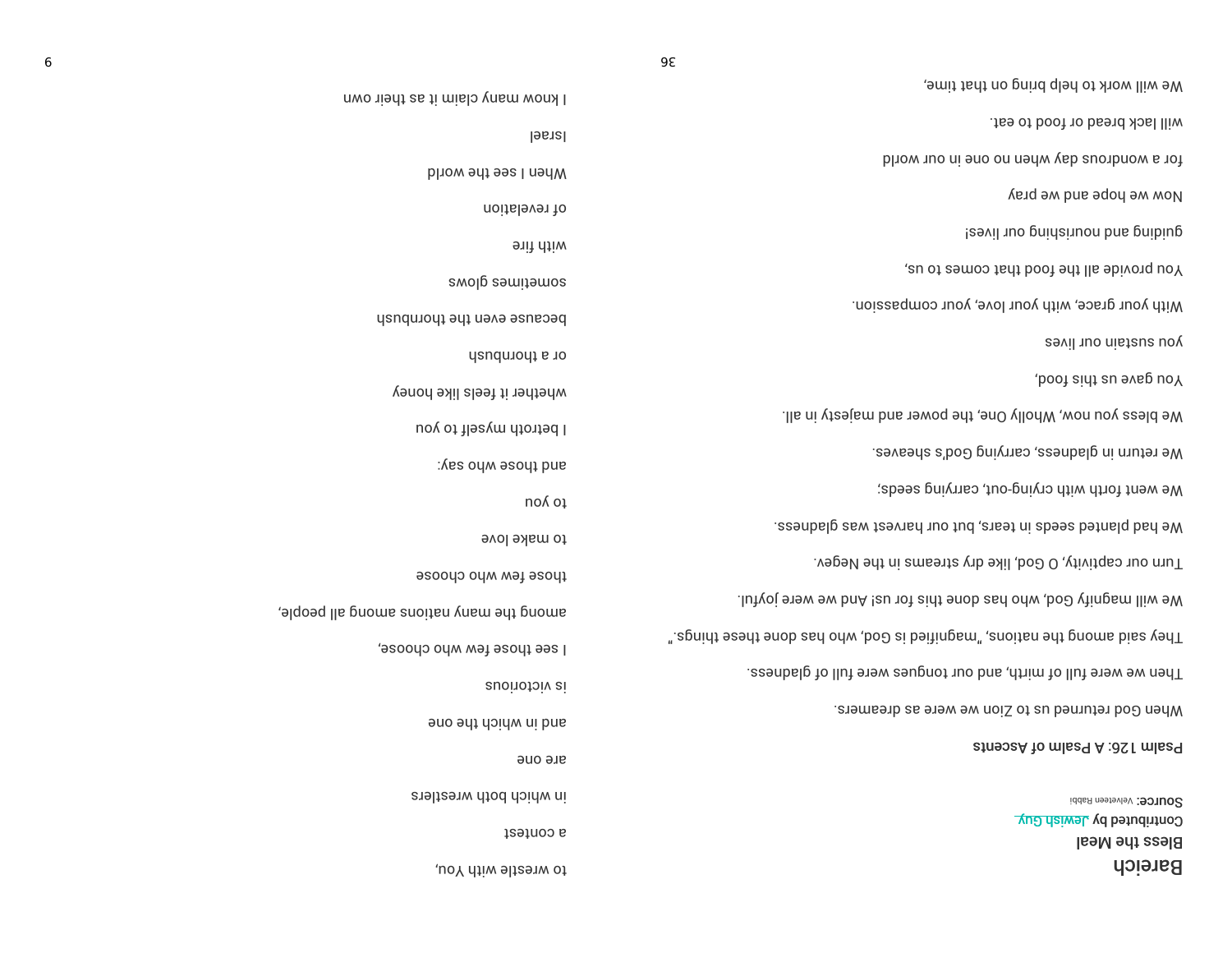# Bareich

## Bless the Meal

Contributed by Jewish Guy

**Source:** Velveteen Rabbi

**Psalm 126: A Psalm of Ascents**

When God returned us to Zion we were as dreamers.

Then we were full of mirth, and our tongues were full of gladness.

They said among the nations, "magnified is God, who has done these things."

We will magnify God, who has done this for us! And we were joyful.

Turn our captivity, O God, like dry streams in the Negev.

We had planted seeds in tears, but our harvest was gladness.

We went forth with crying-out, carrying seeds;

We return in gladness, carrying God's sheaves.

We bless you now, Wholly One, the power and majesty in all.

You gave us this food,

you sustain our lives

With your grace, with your love, your compassion.

You provide all the food that comes to us,

guiding and nourishing our lives!

Now we hope and we pray

for a wondrous day when no one in our world

will lack bread or food to eat.

We will work to help bring on that time,

to wrestle with You,

a contest

in which both wrestlers

are one

and in which the one

is victorious

I see those few who choose,

among the many nations among all people,

those few who choose

to make love

to you

and those who say:

I betroth myself to you

whether it feels like honey

or a thornbush

because even the thornbush

sometimes glows

with fire

of revelation

When I see the world

Israel

I know many claim it as their own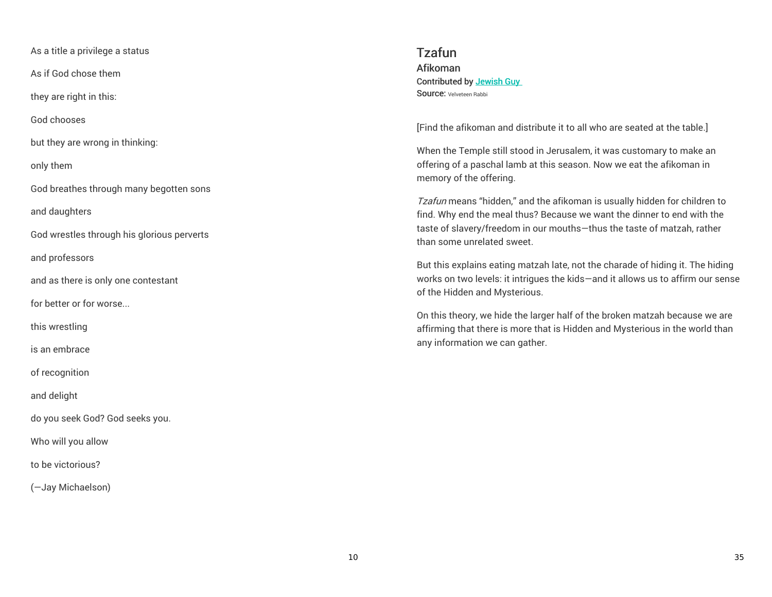As a title a privilege a status

As if God chose them

they are right in this:

God chooses

but they are wrong in thinking:

only them

God breathes through many begotten sons

and daughters

God wrestles through his glorious perverts

and professors

and as there is only one contestant

for better or for worse...

this wrestling

is an embrace

of recognition

and delight

do you seek God? God seeks you.

Who will you allow

to be victorious?

(—Jay Michaelson)

## Tzafun

### Afikoman

Contributed by Jewish Guy

Source: Velveteen Rabbi

[Find the afikoman and distribute it to all who are seated at the table.]

When the Temple still stood in Jerusalem, it was customary to make an offering of a paschal lamb at this season. Now we eat the afikoman in memory of the offering.

*Tzafun* means "hidden," and the afikoman is usually hidden for children to find. Why end the meal thus? Because we want the dinner to end with the taste of slavery/freedom in our mouths—thus the taste of matzah, rather than some unrelated sweet.

But this explains eating matzah late, not the charade of hiding it. The hiding works on two levels: it intrigues the kids—and it allows us to affirm our sense of the Hidden and Mysterious.

On this theory, we hide the larger half of the broken matzah because we are affirming that there is more that is Hidden and Mysterious in the world than any information we can gather.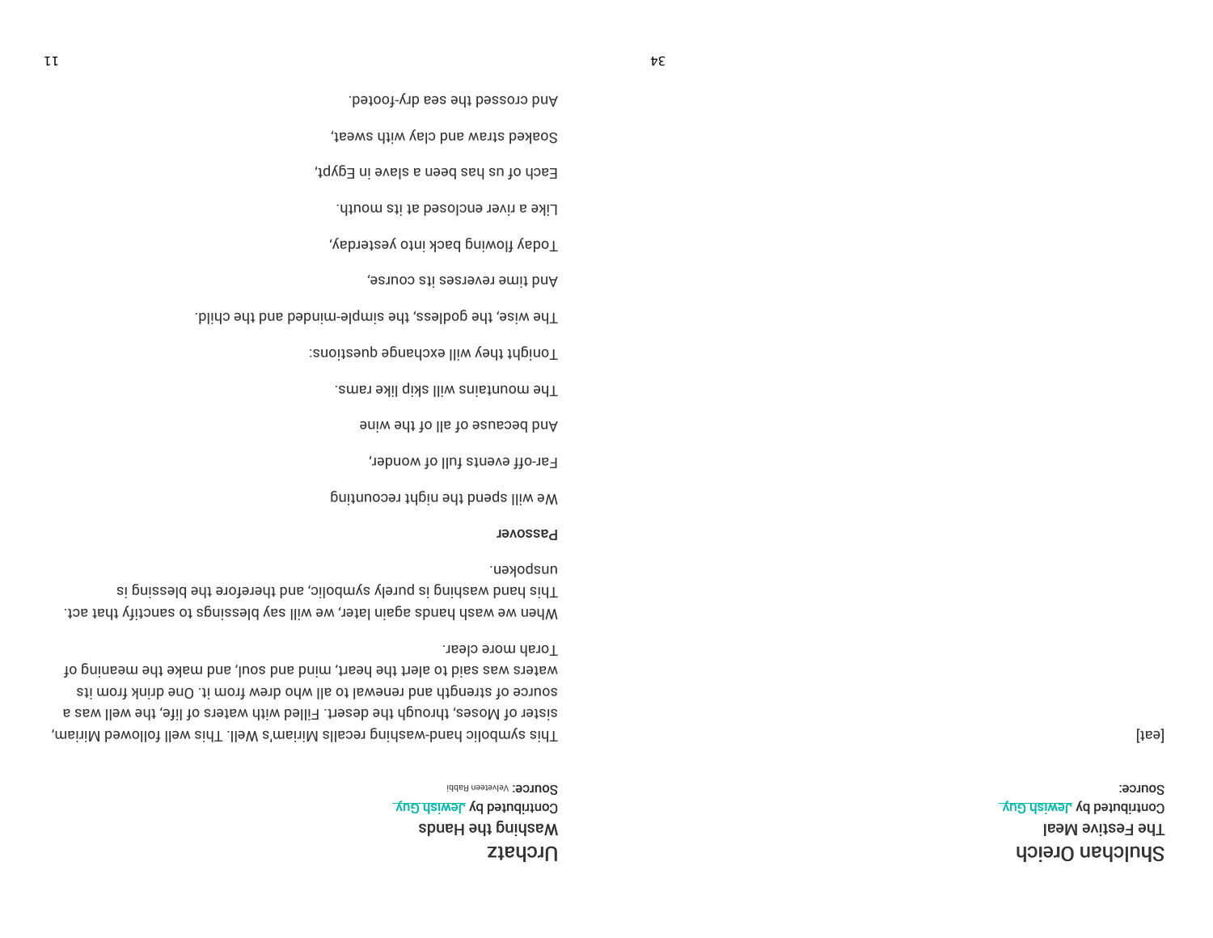# Shulchan Oreich

## The Festive Meal

Contributed by Jewish Guy

**Source:**

[eat]

# Urchatz

## Washing the Hands

Contributed by Jewish Guy

**Source:** Velveteen Rabbi

This symbolic hand-washing recalls Miriam's Well. This well followed Miriam, sister of Moses, through the desert. Filled with waters of life, the well was a source of strength and renewal to all who drew from it. One drink from its waters was said to alert the heart, mind and soul, and make the meaning of Torah more clear.

When we wash hands again later, we will say blessings to sanctify that act. This hand washing is purely symbolic, and therefore the blessing is unspoken.

**Passover**

We will spend the night recounting

Far-off events full of wonder,

And because of all of the wine

The mountains will skip like rams.

Tonight they will exchange questions:

The wise, the godless, the simple-minded and the child.

And time reverses its course,

Today flowing back into yesterday,

Like a river enclosed at its mouth.

Each of us has been a slave in Egypt,

Soaked straw and clay with sweat,

And crossed the sea dry-footed.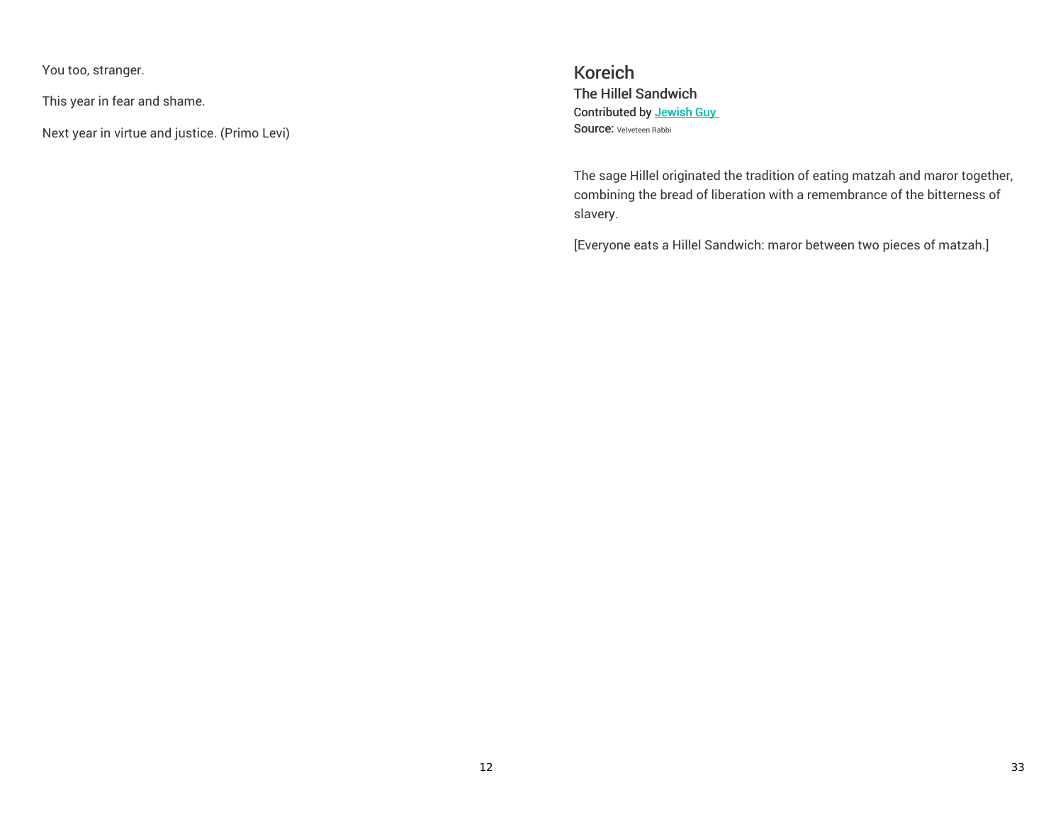You too, stranger.

This year in fear and shame.

Next year in virtue and justice. (Primo Levi)

# Koreich

## The Hillel Sandwich

Contributed by [Jewish Guy]

Source: Velveteen Rabbi

The sage Hillel originated the tradition of eating matzah and maror together, combining the bread of liberation with a remembrance of the bitterness of slavery.

[Everyone eats a Hillel Sandwich: maror between two pieces of matzah.]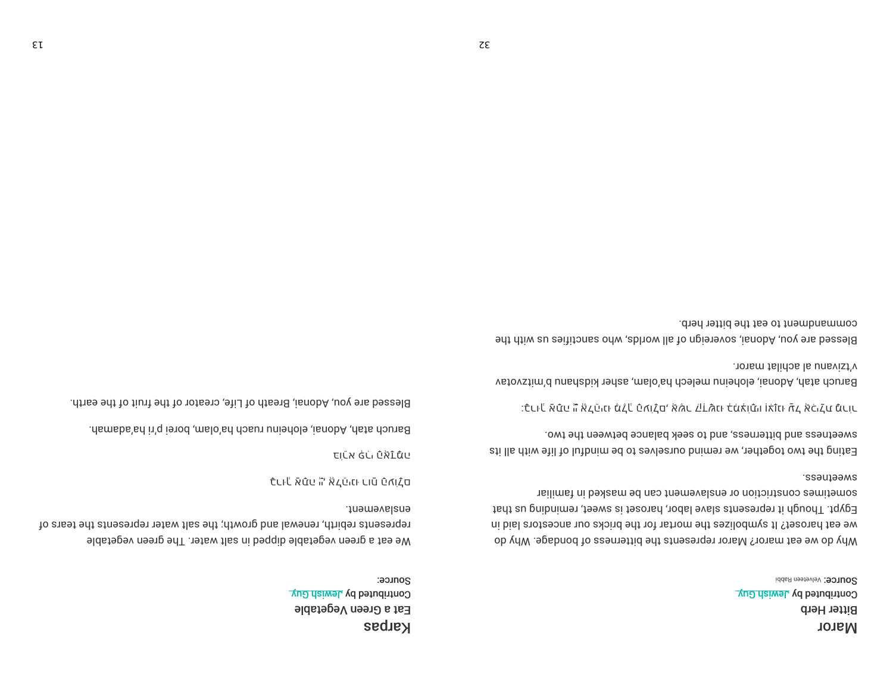# Maror

### Bitter Herb

Contributed by Jewish Guy

**Source:** Velveteen Rabbi

Why do we eat maror? Maror represents the bitterness of bondage. Why do we eat haroset? It symbolizes the mortar for the bricks our ancestors laid in Egypt. Though it represents slave labor, haroset is sweet, reminding us that sometimes constriction or enslavement can be masked in familiar sweetness.

Eating the two together, we remind ourselves to be mindful of life with all its sweetness and bitterness, and to seek balance between the two.

בָּרוּךְ אַתָּה יְיָ אֱלֹהֵינוּ מֶלֶךְ הָעוֹלָם, אֲשֶׁר קִדְּשָׁנוּ בְּמִצְוֹתָיו וְצִוָּנוּ עַל אֲכִילַת מָרוֹר:

Baruch atah, Adonai, eloheinu melech ha'olam, asher kidshanu b'mitzvotav v'tzivanu al achilat maror.

Blessed are you, Adonai, sovereign of all worlds, who sanctifies us with the commandment to eat the bitter herb.

# Karpas

### Eat a Green Vegetable

Contributed by Jewish Guy

**Source:**

We eat a green vegetable dipped in salt water. The green vegetable represents rebirth, renewal and growth; the salt water represents the tears of enslavement.

בְּרוּכָה אַתְּ יָהּ אֱלֹהֵינוּ רוּחַ הָעוֹלָם

בּוֹרֵאת פְּרִי הָאֲדָמָה

Baruch atah, Adonai, eloheinu ruach ha'olam, borei p'ri ha'adamah.

Blessed are you, Adonai, Breath of Life, creator of the fruit of the earth.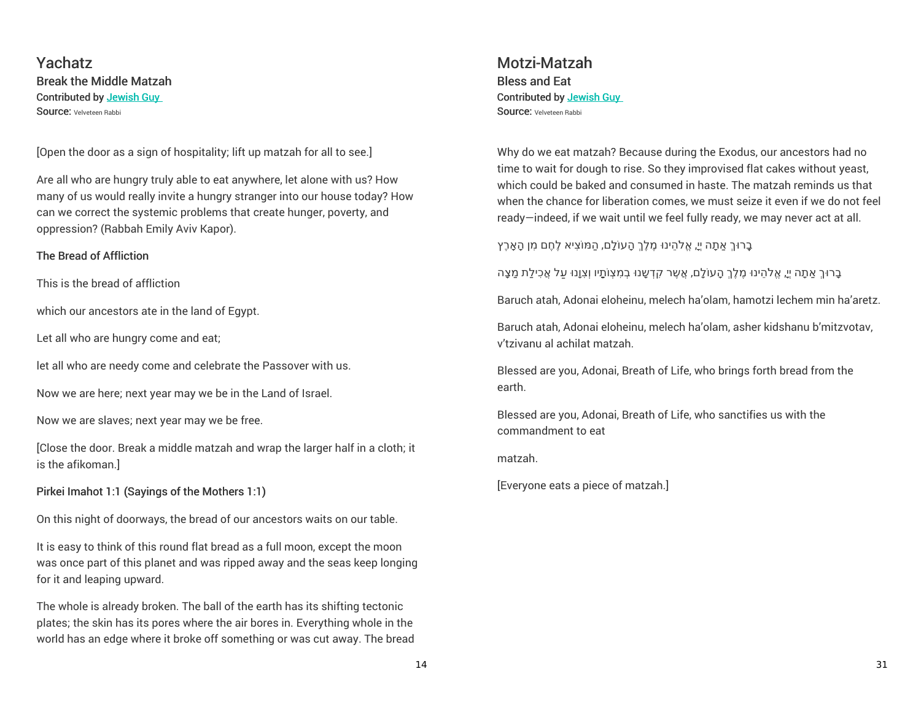# Yachatz

## Break the Middle Matzah

Contributed by Jewish Guy
Source: Velveteen Rabbi

[Open the door as a sign of hospitality; lift up matzah for all to see.]

Are all who are hungry truly able to eat anywhere, let alone with us? How many of us would really invite a hungry stranger into our house today? How can we correct the systemic problems that create hunger, poverty, and oppression? (Rabbah Emily Aviv Kapor).

### The Bread of Affliction

This is the bread of affliction

which our ancestors ate in the land of Egypt.

Let all who are hungry come and eat;

let all who are needy come and celebrate the Passover with us.

Now we are here; next year may we be in the Land of Israel.

Now we are slaves; next year may we be free.

[Close the door. Break a middle matzah and wrap the larger half in a cloth; it is the afikoman.]

### Pirkei Imahot 1:1 (Sayings of the Mothers 1:1)

On this night of doorways, the bread of our ancestors waits on our table.

It is easy to think of this round flat bread as a full moon, except the moon was once part of this planet and was ripped away and the seas keep longing for it and leaping upward.

The whole is already broken. The ball of the earth has its shifting tectonic plates; the skin has its pores where the air bores in. Everything whole in the world has an edge where it broke off something or was cut away. The bread

# Motzi-Matzah

## Bless and Eat

Contributed by Jewish Guy
Source: Velveteen Rabbi

Why do we eat matzah? Because during the Exodus, our ancestors had no time to wait for dough to rise. So they improvised flat cakes without yeast, which could be baked and consumed in haste. The matzah reminds us that when the chance for liberation comes, we must seize it even if we do not feel ready—indeed, if we wait until we feel fully ready, we may never act at all.

בָּרוּךְ אַתָּה יְיָ, אֱלֹהֵינוּ מֶלֶךְ הָעוֹלָם, הַמּוֹצִיא לֶחֶם מִן הָאָרֶץ

בָּרוּךְ אַתָּה יְיָ, אֱלֹהֵינוּ מֶלֶךְ הָעוֹלָם, אֲשֶׁר קִדְּשָׁנוּ בְּמִצְוֹתָיו וְצִוָּנוּ עַל אֲכִילַת מַצָּה

Baruch atah, Adonai eloheinu, melech ha'olam, hamotzi lechem min ha'aretz.

Baruch atah, Adonai eloheinu, melech ha'olam, asher kidshanu b'mitzvotav, v'tzivanu al achilat matzah.

Blessed are you, Adonai, Breath of Life, who brings forth bread from the earth.

Blessed are you, Adonai, Breath of Life, who sanctifies us with the commandment to eat

matzah.

[Everyone eats a piece of matzah.]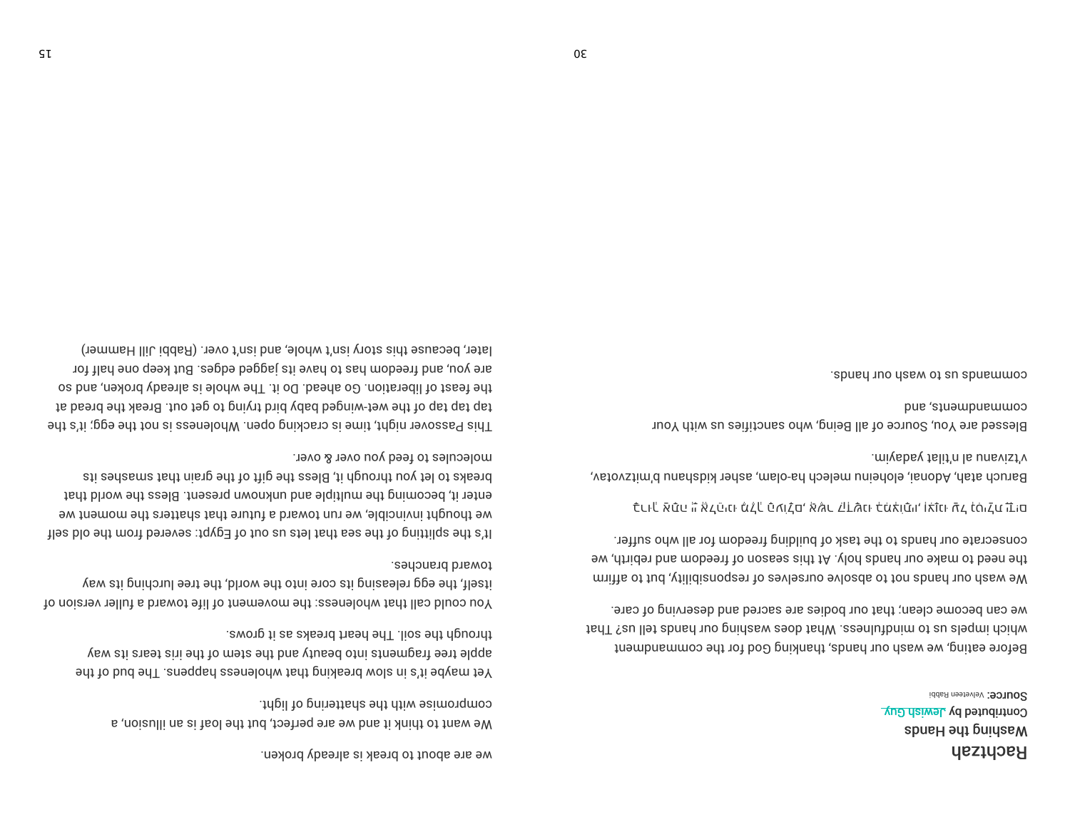# Rachtzah

## Washing the Hands

Contributed by Jewish Guy

**Source:** Velveteen Rabbi

Before eating, we wash our hands, thanking God for the commandment which impels us to mindfulness. What does washing our hands tell us? That we can become clean; that our bodies are sacred and deserving of care.

We wash our hands not to absolve ourselves of responsibility, but to affirm the need to make our hands holy. At this season of freedom and rebirth, we consecrate our hands to the task of building freedom for all who suffer.

בָּרוּךְ אַתָּה יְיָ אֱלֹהֵינוּ מֶלֶךְ הָעוֹלָם, אֲשֶׁר קִדְּשָׁנוּ בְּמִצְוֹתָיו, וְצִוָּנוּ עַל נְטִילַת יָדָיִם

Baruch atah, Adonai, eloheinu melech ha-olam, asher kidshanu b'mitzvotav, v'tzivanu al n'tilat yadayim.

Blessed are You, Source of all Being, who sanctifies us with Your commandments, and commands us to wash our hands.

we are about to break is already broken.

We want to think it and we are perfect, but the loaf is an illusion, a compromise with the shattering of light.

Yet maybe it's in slow breaking that wholeness happens. The bud of the apple tree fragments into beauty and the stem of the iris tears its way through the soil. The heart breaks as it grows.

You could call that wholeness: the movement of life toward a fuller version of itself, the egg releasing its core into the world, the tree lurching its way toward branches.

It's the splitting of the sea that lets us out of Egypt: severed from the old self we thought invincible, we run toward a future that shatters the moment we enter it, becoming the multiple and unknown present. Bless the world that breaks to let you through it, Bless the gift of the grain that smashes its molecules to feed you over & over.

This Passover night, time is cracking open. Wholeness is not the egg; it's the tap tap tap of the wet-winged baby bird trying to get out. Break the bread at the feast of liberation. Go ahead. Do it. The whole is already broken, and so are you, and freedom has to have its jagged edges. But keep one half for later, because this story isn't whole, and isn't over. (Rabbi Jill Hammer)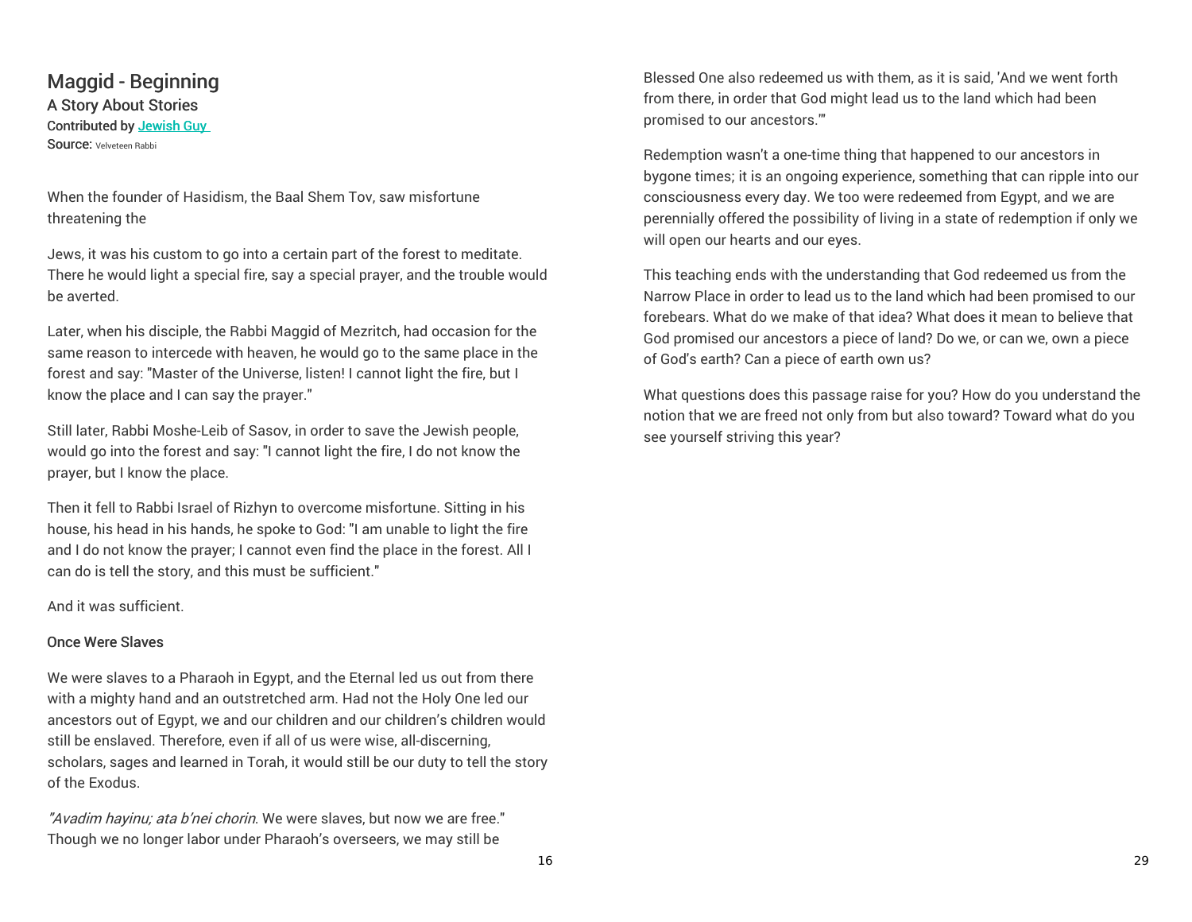# Maggid - Beginning

## A Story About Stories

Contributed by Jewish Guy

Source: Velveteen Rabbi

When the founder of Hasidism, the Baal Shem Tov, saw misfortune threatening the

Jews, it was his custom to go into a certain part of the forest to meditate. There he would light a special fire, say a special prayer, and the trouble would be averted.

Later, when his disciple, the Rabbi Maggid of Mezritch, had occasion for the same reason to intercede with heaven, he would go to the same place in the forest and say: "Master of the Universe, listen! I cannot light the fire, but I know the place and I can say the prayer."

Still later, Rabbi Moshe-Leib of Sasov, in order to save the Jewish people, would go into the forest and say: "I cannot light the fire, I do not know the prayer, but I know the place.

Then it fell to Rabbi Israel of Rizhyn to overcome misfortune. Sitting in his house, his head in his hands, he spoke to God: "I am unable to light the fire and I do not know the prayer; I cannot even find the place in the forest. All I can do is tell the story, and this must be sufficient."

And it was sufficient.

### Once Were Slaves

We were slaves to a Pharaoh in Egypt, and the Eternal led us out from there with a mighty hand and an outstretched arm. Had not the Holy One led our ancestors out of Egypt, we and our children and our children's children would still be enslaved. Therefore, even if all of us were wise, all-discerning, scholars, sages and learned in Torah, it would still be our duty to tell the story of the Exodus.

*"Avadim hayinu; ata b'nei chorin.* We were slaves, but now we are free." Though we no longer labor under Pharaoh's overseers, we may still be

Blessed One also redeemed us with them, as it is said, 'And we went forth from there, in order that God might lead us to the land which had been promised to our ancestors.'"

Redemption wasn't a one-time thing that happened to our ancestors in bygone times; it is an ongoing experience, something that can ripple into our consciousness every day. We too were redeemed from Egypt, and we are perennially offered the possibility of living in a state of redemption if only we will open our hearts and our eyes.

This teaching ends with the understanding that God redeemed us from the Narrow Place in order to lead us to the land which had been promised to our forebears. What do we make of that idea? What does it mean to believe that God promised our ancestors a piece of land? Do we, or can we, own a piece of God's earth? Can a piece of earth own us?

What questions does this passage raise for you? How do you understand the notion that we are freed not only from but also toward? Toward what do you see yourself striving this year?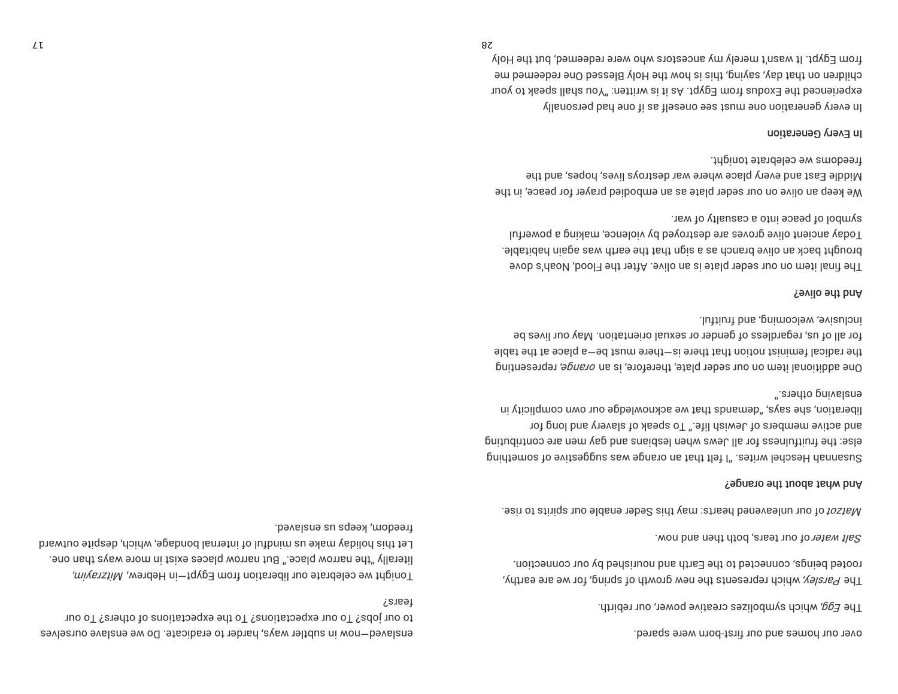over our homes and our first-born were spared.

The *Egg*, which symbolizes creative power, our rebirth.

The *Parsley*, which represents the new growth of spring, for we are earthy, rooted beings, connected to the Earth and nourished by our connection.

*Salt water* of our tears, both then and now.

*Matzot* of our unleavened hearts: may this Seder enable our spirits to rise.

**And what about the orange?**

Susannah Heschel writes. "I felt that an orange was suggestive of something else: the fruitfulness for all Jews when lesbians and gay men are contributing and active members of Jewish life." To speak of slavery and long for liberation, she says, "demands that we acknowledge our own complicity in enslaving others."

One additional item on our seder plate, therefore, is an *orange*, representing the radical feminist notion that there is—there must be—a place at the table for all of us, regardless of gender or sexual orientation. May our lives be inclusive, welcoming, and fruitful.

**And the olive?**

The final item on our seder plate is an olive. After the Flood, Noah's dove brought back an olive branch as a sign that the earth was again habitable. Today ancient olive groves are destroyed by violence, making a powerful symbol of peace into a casualty of war.

We keep an olive on our seder plate as an embodied prayer for peace, in the Middle East and every place where war destroys lives, hopes, and the freedoms we celebrate tonight.

**In Every Generation**

In every generation one must see oneself as if one had personally experienced the Exodus from Egypt. As it is written: "You shall speak to your children on that day, saying, this is how the Holy Blessed One redeemed me from Egypt. It wasn't merely my ancestors who were redeemed, but the Holy

enslaved—now in subtler ways, harder to eradicate. Do we enslave ourselves to our jobs? To our expectations? To the expectations of others? To our fears?

Tonight we celebrate our liberation from Egypt—in Hebrew, *Mitzrayim*, literally "the narrow place." But narrow places exist in more ways than one. Let this holiday make us mindful of internal bondage, which, despite outward freedom, keeps us enslaved.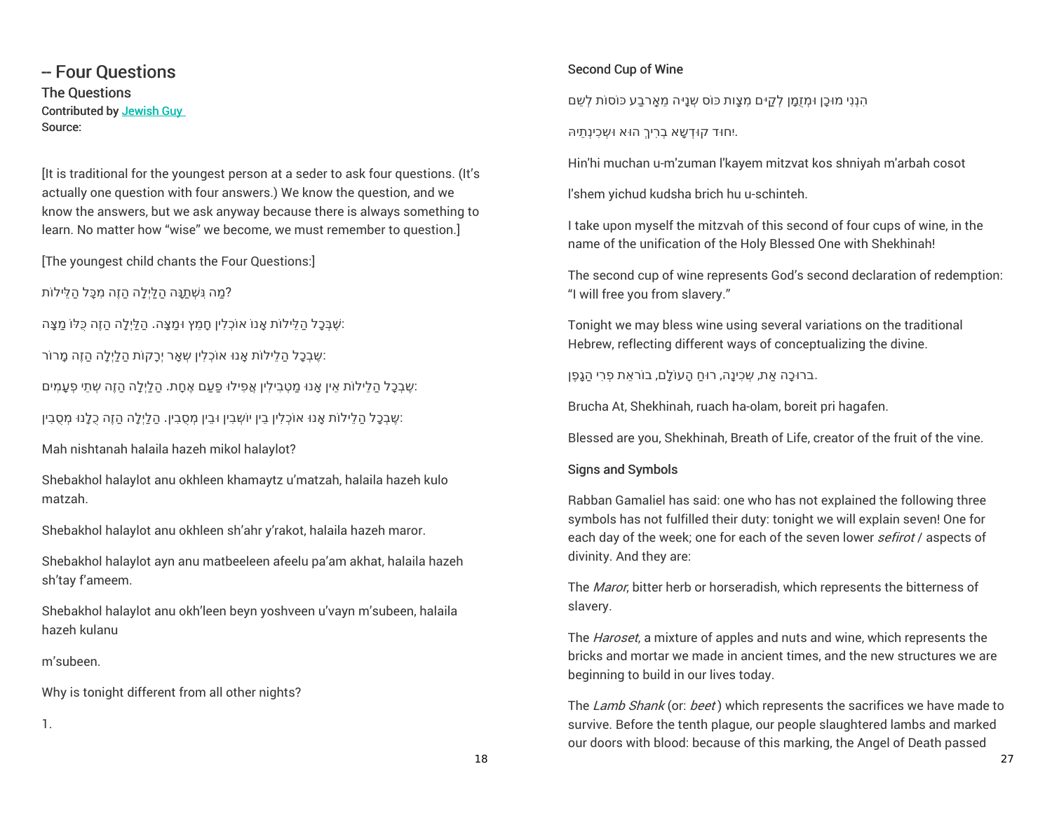## -- Four Questions

### The Questions

Contributed by Jewish Guy

Source:

[It is traditional for the youngest person at a seder to ask four questions. (It's actually one question with four answers.) We know the question, and we know the answers, but we ask anyway because there is always something to learn. No matter how "wise" we become, we must remember to question.]

[The youngest child chants the Four Questions:]

מַה נִּשְׁתַּנָּה הַלַּיְלָה הַזֶּה מִכָּל הַלֵּילוֹת?

שֶׁבְּכָל הַלֵּילוֹת אָנוֹ אוֹכְלִין חָמֵץ וּמַצָּה. הַלַּיְלָה הַזֶּה כֻּלּוֹ מַצָּה:

שֶׁבְכָל הַלֵילוֹת אָנוּ אוֹכְלִין שְׁאָר יְרָקוֹת הַלַיְלָה הַזֶה מָרוֹר:

שֶׁבְּכָל הַלֵילוֹת אֵין אָנוּ מַטְבִּילִין אֲפִילוּ פַּעַם אֶחָת. הַלַיְלָה הַזֶה שְׁתֵּי פְעָמִים:

שֶׁבְּכָל הַלֵילוֹת אָנוּ אוֹכְלִין בֵּין יוֹשְׁבִין וּבֵין מְסֻבִּין. הַלַּיְלָה הַזֶּה כֻּלָּנוּ מְסֻבִּין:

Mah nishtanah halaila hazeh mikol halaylot?

Shebakhol halaylot anu okhleen khamaytz u'matzah, halaila hazeh kulo matzah.

Shebakhol halaylot anu okhleen sh'ahr y'rakot, halaila hazeh maror.

Shebakhol halaylot ayn anu matbeeleen afeelu pa'am akhat, halaila hazeh sh'tay f'ameem.

Shebakhol halaylot anu okh'leen beyn yoshveen u'vayn m'subeen, halaila hazeh kulanu

m'subeen.

Why is tonight different from all other nights?

1.

### Second Cup of Wine

הִנְנִי מוּכָן וּמְזֻמָּן לְקַיֵּם מִצְוַת כּוֹס שְׁנִיָּה מֵאַרְבַּע כּוֹסוֹת לְשֵׁם

יִחוּד קוּדְשָׁא בְּרִיךְ הוּא וּשְׁכִינְתֵּיהּ.

Hin'hi muchan u-m'zuman l'kayem mitzvat kos shniyah m'arbah cosot

l'shem yichud kudsha brich hu u-schinteh.

I take upon myself the mitzvah of this second of four cups of wine, in the name of the unification of the Holy Blessed One with Shekhinah!

The second cup of wine represents God's second declaration of redemption: "I will free you from slavery."

Tonight we may bless wine using several variations on the traditional Hebrew, reflecting different ways of conceptualizing the divine.

ברוּכָה אַת, שְׁכִינָה, רוּחַ הָעוֹלָם, בּוֹרֵאת פְּרִי הַגָּפֶן.

Brucha At, Shekhinah, ruach ha-olam, boreit pri hagafen.

Blessed are you, Shekhinah, Breath of Life, creator of the fruit of the vine.

### Signs and Symbols

Rabban Gamaliel has said: one who has not explained the following three symbols has not fulfilled their duty: tonight we will explain seven! One for each day of the week; one for each of the seven lower *sefirot* / aspects of divinity. And they are:

The *Maror*, bitter herb or horseradish, which represents the bitterness of slavery.

The *Haroset*, a mixture of apples and nuts and wine, which represents the bricks and mortar we made in ancient times, and the new structures we are beginning to build in our lives today.

The *Lamb Shank* (or: *beet* ) which represents the sacrifices we have made to survive. Before the tenth plague, our people slaughtered lambs and marked our doors with blood: because of this marking, the Angel of Death passed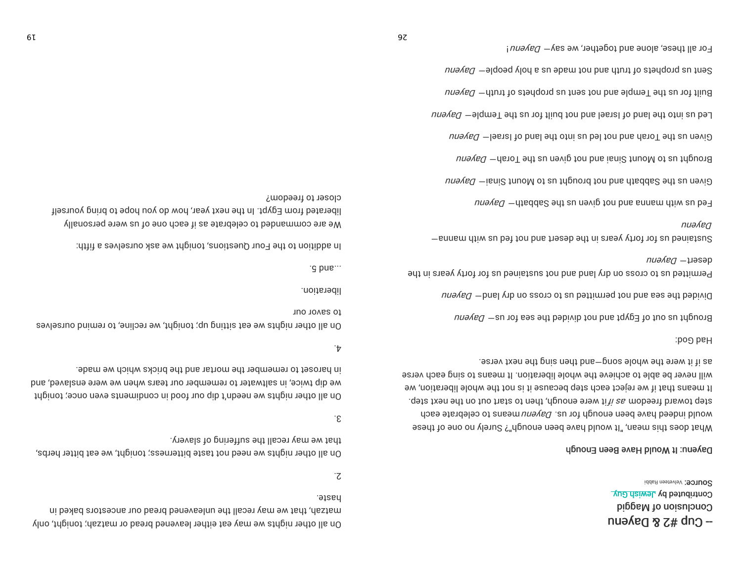## -- Cup #2 & Dayenu

**Conclusion of Maggid**

Contributed by Jewish Guy

**Source:** Velveteen Rabbi

**Dayenu: It Would Have Been Enough**

What does this mean, "It would have been enough"? Surely no one of these would indeed have been enough for us. *Dayenu* means to celebrate each step toward freedom *as if* it were enough, then to start out on the next step. It means that if we reject each step because it is not the whole liberation, we will never be able to achieve the whole liberation. It means to sing each verse as if it were the whole song—and then sing the next verse.

Had God:

Brought us out of Egypt and not divided the sea for us— *Dayenu*

Divided the sea and not permitted us to cross on dry land— *Dayenu*

Permitted us to cross on dry land and not sustained us for forty years in the desert— *Dayenu*

Sustained us for forty years in the desert and not fed us with manna— *Dayenu*

Fed us with manna and not given us the Sabbath— *Dayenu*

Given us the Sabbath and not brought us to Mount Sinai— *Dayenu*

Brought us to Mount Sinai and not given us the Torah— *Dayenu*

Given us the Torah and not led us into the land of Israel— *Dayenu*

Led us into the land of Israel and not built for us the Temple— *Dayenu*

Built for us the Temple and not sent us prophets of truth— *Dayenu*

Sent us prophets of truth and not made us a holy people— *Dayenu*

For all these, alone and together, we say— *Dayenu*!

On all other nights we may eat either leavened bread or matzah; tonight, only matzah, that we may recall the unleavened bread our ancestors baked in haste.

2.

On all other nights we need not taste bitterness; tonight, we eat bitter herbs, that we may recall the suffering of slavery.

3.

On all other nights we needn't dip our food in condiments even once; tonight we dip twice, in saltwater to remember our tears when we were enslaved, and in haroset to remember the mortar and the bricks which we made.

4.

On all other nights we eat sitting up; tonight, we recline, to remind ourselves to savor our liberation.

...and 5.

In addition to the Four Questions, tonight we ask ourselves a fifth:

We are commanded to celebrate as if each one of us were personally liberated from Egypt. In the next year, how do you hope to bring yourself closer to freedom?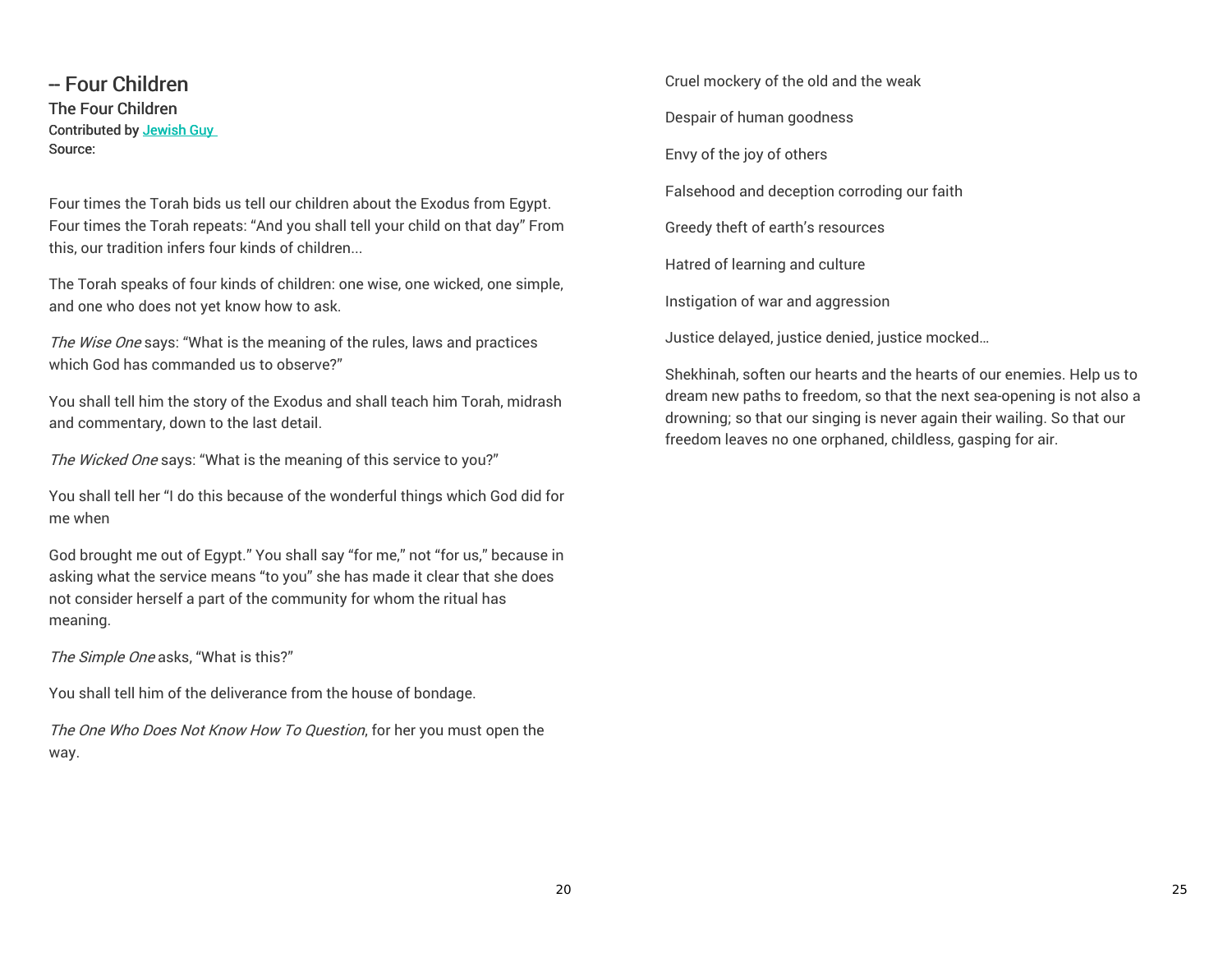## -- Four Children

### The Four Children

Contributed by [Jewish Guy]
Source:

Four times the Torah bids us tell our children about the Exodus from Egypt. Four times the Torah repeats: "And you shall tell your child on that day" From this, our tradition infers four kinds of children...

The Torah speaks of four kinds of children: one wise, one wicked, one simple, and one who does not yet know how to ask.

*The Wise One* says: "What is the meaning of the rules, laws and practices which God has commanded us to observe?"

You shall tell him the story of the Exodus and shall teach him Torah, midrash and commentary, down to the last detail.

*The Wicked One* says: "What is the meaning of this service to you?"

You shall tell her "I do this because of the wonderful things which God did for me when

God brought me out of Egypt." You shall say "for me," not "for us," because in asking what the service means "to you" she has made it clear that she does not consider herself a part of the community for whom the ritual has meaning.

*The Simple One* asks, "What is this?"

You shall tell him of the deliverance from the house of bondage.

*The One Who Does Not Know How To Question*, for her you must open the way.

Cruel mockery of the old and the weak

Despair of human goodness

Envy of the joy of others

Falsehood and deception corroding our faith

Greedy theft of earth's resources

Hatred of learning and culture

Instigation of war and aggression

Justice delayed, justice denied, justice mocked…

Shekhinah, soften our hearts and the hearts of our enemies. Help us to dream new paths to freedom, so that the next sea-opening is not also a drowning; so that our singing is never again their wailing. So that our freedom leaves no one orphaned, childless, gasping for air.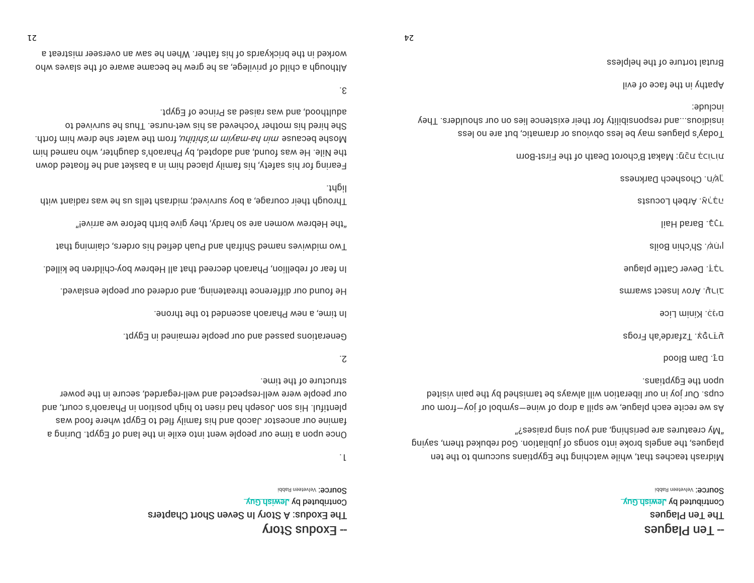## -- Ten Plagues

The Ten Plagues

Contributed by Jewish Guy

**Source:** Velveteen Rabbi

Midrash teaches that, while watching the Egyptians succumb to the ten plagues, the angels broke into songs of jubilation. God rebuked them, saying "My creatures are perishing, and you sing praises?"

As we recite each plague, we spill a drop of wine—symbol of joy—from our cups. Our joy in our liberation will always be tarnished by the pain visited upon the Egyptians.

דָּם. Dam Blood

צְפַרְדֵּעַ. Tzfarde'ah Frogs

כִּנִּים. Kinim Lice

עָרוֹב. Arov Insect swarms

דֶּבֶר. Dever Cattle plague

שְׁחִין. Sh'chin Boils

בָּרָד. Barad Hail

אַרְבֶּה. Arbeh Locusts

חֹשֶׁךְ. Choshech Darkness

מַכַּת בְּכוֹרוֹת: Makat B'chorot Death of the First-Born

Today's plagues may be less obvious or dramatic, but are no less insidious...and responsibility for their existence lies on our shoulders. They include:

Apathy in the face of evil

Brutal torture of the helpless

## -- Exodus Story

The Exodus: A Story In Seven Short Chapters

Contributed by Jewish Guy

**Source:** Velveteen Rabbi

1.

Once upon a time our people went into exile in the land of Egypt. During a famine our ancestor Jacob and his family fled to Egypt where food was plentiful. His son Joseph had risen to high position in Pharaoh's court, and our people were well-respected and well-regarded, secure in the power structure of the time.

2.

Generations passed and our people remained in Egypt.

In time, a new Pharaoh ascended to the throne.

He found our difference threatening, and ordered our people enslaved.

In fear of rebellion, Pharaoh decreed that all Hebrew boy-children be killed.

Two midwives named Shifrah and Puah defied his orders, claiming that "the Hebrew women are so hardy, they give birth before we arrive!"

Through their courage, a boy survived; midrash tells us he was radiant with light.

Fearing for his safety, his family placed him in a basket and he floated down the Nile. He was found, and adopted, by Pharaoh's daughter, who named him Moshe because *min ha-mayim m'shitihu*, from the water she drew him forth. She hired his mother Yocheved as his wet-nurse. Thus he survived to adulthood, and was raised as Prince of Egypt.

3.

Although a child of privilege, as he grew he became aware of the slaves who worked in the brickyards of his father. When he saw an overseer mistreat a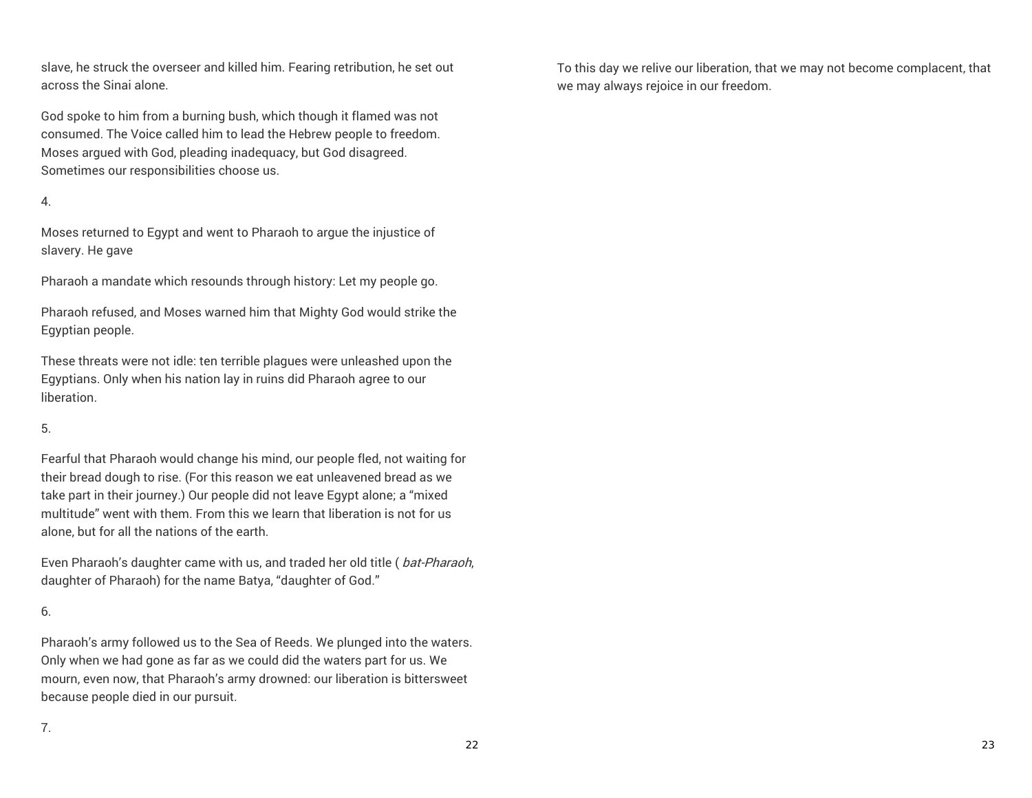slave, he struck the overseer and killed him. Fearing retribution, he set out across the Sinai alone.

God spoke to him from a burning bush, which though it flamed was not consumed. The Voice called him to lead the Hebrew people to freedom. Moses argued with God, pleading inadequacy, but God disagreed. Sometimes our responsibilities choose us.

4.

Moses returned to Egypt and went to Pharaoh to argue the injustice of slavery. He gave

Pharaoh a mandate which resounds through history: Let my people go.

Pharaoh refused, and Moses warned him that Mighty God would strike the Egyptian people.

These threats were not idle: ten terrible plagues were unleashed upon the Egyptians. Only when his nation lay in ruins did Pharaoh agree to our liberation.

5.

Fearful that Pharaoh would change his mind, our people fled, not waiting for their bread dough to rise. (For this reason we eat unleavened bread as we take part in their journey.) Our people did not leave Egypt alone; a "mixed multitude" went with them. From this we learn that liberation is not for us alone, but for all the nations of the earth.

Even Pharaoh's daughter came with us, and traded her old title ( *bat-Pharaoh*, daughter of Pharaoh) for the name Batya, "daughter of God."

6.

Pharaoh's army followed us to the Sea of Reeds. We plunged into the waters. Only when we had gone as far as we could did the waters part for us. We mourn, even now, that Pharaoh's army drowned: our liberation is bittersweet because people died in our pursuit.

7.

To this day we relive our liberation, that we may not become complacent, that we may always rejoice in our freedom.